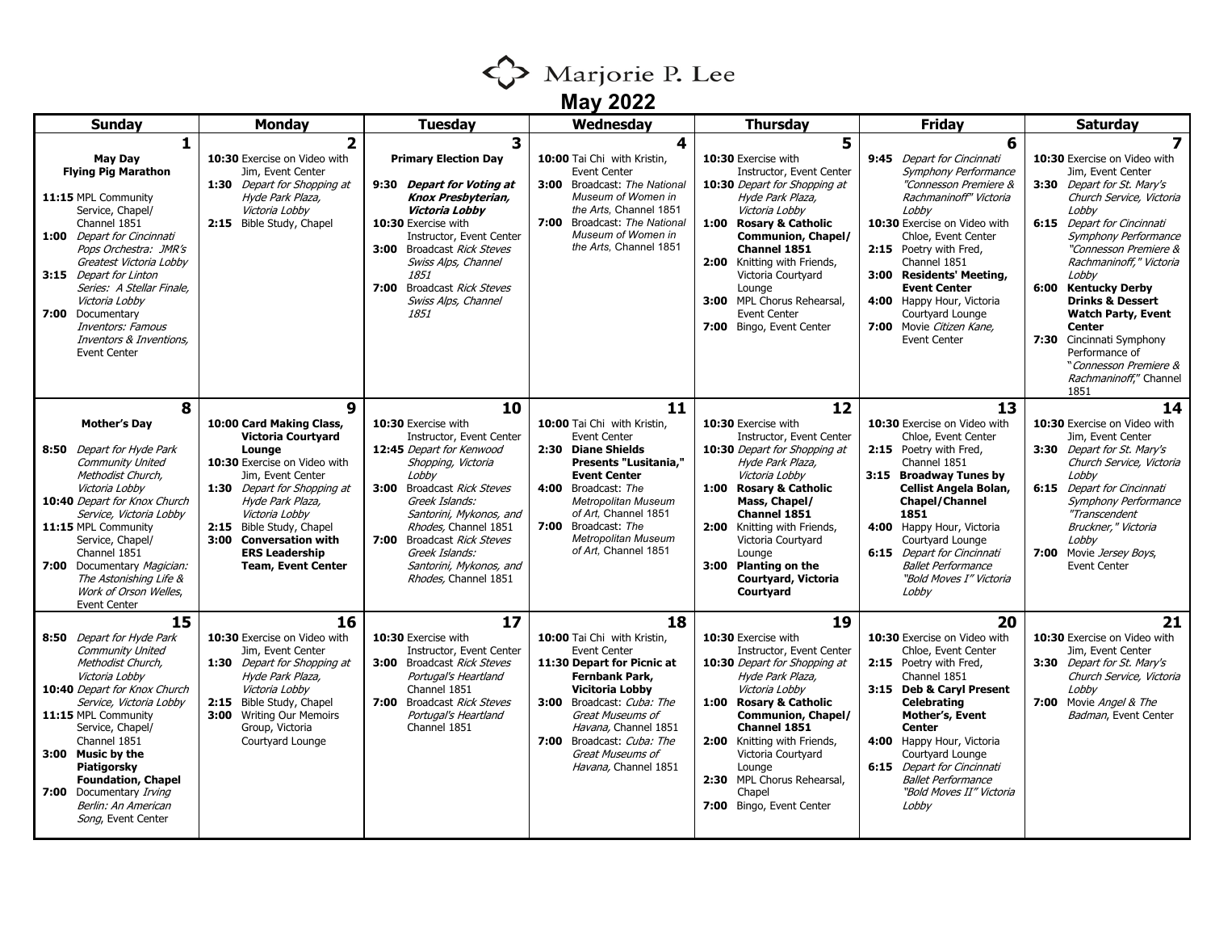# Marjorie P. Lee

## May 2022

| Sunday | Monday | Tuesday | Wednesday | Thursday | Friday | Saturday |
|---|---|---|---|---|---|---|
| **1**<br>**May Day**<br>**Flying Pig Marathon**<br>**11:15** MPL Community Service, Chapel/ Channel 1851<br>**1:00** *Depart for Cincinnati Pops Orchestra: JMR's Greatest Victoria Lobby*<br>**3:15** *Depart for Linton Series: A Stellar Finale, Victoria Lobby*<br>**7:00** Documentary *Inventors: Famous Inventors & Inventions,* Event Center | **2**<br>**10:30** Exercise on Video with Jim, Event Center<br>**1:30** *Depart for Shopping at Hyde Park Plaza, Victoria Lobby*<br>**2:15** Bible Study, Chapel | **3**<br>**Primary Election Day**<br>**9:30** ***Depart for Voting at Knox Presbyterian, Victoria Lobby***<br>**10:30** Exercise with Instructor, Event Center<br>**3:00** Broadcast *Rick Steves Swiss Alps, Channel 1851*<br>**7:00** Broadcast *Rick Steves Swiss Alps, Channel 1851* | **4**<br>**10:00** Tai Chi with Kristin, Event Center<br>**3:00** Broadcast: *The National Museum of Women in the Arts,* Channel 1851<br>**7:00** Broadcast: *The National Museum of Women in the Arts,* Channel 1851 | **5**<br>**10:30** Exercise with Instructor, Event Center<br>**10:30** *Depart for Shopping at Hyde Park Plaza, Victoria Lobby*<br>**1:00** **Rosary & Catholic Communion, Chapel/ Channel 1851**<br>**2:00** Knitting with Friends, Victoria Courtyard Lounge<br>**3:00** MPL Chorus Rehearsal, Event Center<br>**7:00** Bingo, Event Center | **6**<br>**9:45** *Depart for Cincinnati Symphony Performance "Connesson Premiere & Rachmaninoff" Victoria Lobby*<br>**10:30** Exercise on Video with Chloe, Event Center<br>**2:15** Poetry with Fred, Channel 1851<br>**3:00** **Residents' Meeting, Event Center**<br>**4:00** Happy Hour, Victoria Courtyard Lounge<br>**7:00** Movie *Citizen Kane,* Event Center | **7**<br>**10:30** Exercise on Video with Jim, Event Center<br>**3:30** *Depart for St. Mary's Church Service, Victoria Lobby*<br>**6:15** *Depart for Cincinnati Symphony Performance "Connesson Premiere & Rachmaninoff," Victoria Lobby*<br>**6:00** **Kentucky Derby Drinks & Dessert Watch Party, Event Center**<br>**7:30** Cincinnati Symphony Performance of "*Connesson Premiere & Rachmaninoff,*" Channel 1851 |
| **8**<br>**Mother's Day**<br>**8:50** *Depart for Hyde Park Community United Methodist Church, Victoria Lobby*<br>**10:40** *Depart for Knox Church Service, Victoria Lobby*<br>**11:15** MPL Community Service, Chapel/ Channel 1851<br>**7:00** Documentary *Magician: The Astonishing Life & Work of Orson Welles,* Event Center | **9**<br>**10:00 Card Making Class, Victoria Courtyard Lounge**<br>**10:30** Exercise on Video with Jim, Event Center<br>**1:30** *Depart for Shopping at Hyde Park Plaza, Victoria Lobby*<br>**2:15** Bible Study, Chapel<br>**3:00** **Conversation with ERS Leadership Team, Event Center** | **10**<br>**10:30** Exercise with Instructor, Event Center<br>**12:45** *Depart for Kenwood Shopping, Victoria Lobby*<br>**3:00** Broadcast *Rick Steves Greek Islands: Santorini, Mykonos, and Rhodes,* Channel 1851<br>**7:00** Broadcast *Rick Steves Greek Islands: Santorini, Mykonos, and Rhodes,* Channel 1851 | **11**<br>**10:00** Tai Chi with Kristin, Event Center<br>**2:30** **Diane Shields Presents "Lusitania," Event Center**<br>**4:00** Broadcast: *The Metropolitan Museum of Art,* Channel 1851<br>**7:00** Broadcast: *The Metropolitan Museum of Art,* Channel 1851 | **12**<br>**10:30** Exercise with Instructor, Event Center<br>**10:30** *Depart for Shopping at Hyde Park Plaza, Victoria Lobby*<br>**1:00** **Rosary & Catholic Mass, Chapel/ Channel 1851**<br>**2:00** Knitting with Friends, Victoria Courtyard Lounge<br>**3:00** **Planting on the Courtyard, Victoria Courtyard** | **13**<br>**10:30** Exercise on Video with Chloe, Event Center<br>**2:15** Poetry with Fred, Channel 1851<br>**3:15** **Broadway Tunes by Cellist Angela Bolan, Chapel/Channel 1851**<br>**4:00** Happy Hour, Victoria Courtyard Lounge<br>**6:15** *Depart for Cincinnati Ballet Performance "Bold Moves I" Victoria Lobby* | **14**<br>**10:30** Exercise on Video with Jim, Event Center<br>**3:30** *Depart for St. Mary's Church Service, Victoria Lobby*<br>**6:15** *Depart for Cincinnati Symphony Performance "Transcendent Bruckner," Victoria Lobby*<br>**7:00** Movie *Jersey Boys,* Event Center |
| **15**<br>**8:50** *Depart for Hyde Park Community United Methodist Church, Victoria Lobby*<br>**10:40** *Depart for Knox Church Service, Victoria Lobby*<br>**11:15** MPL Community Service, Chapel/ Channel 1851<br>**3:00** **Music by the Piatigorsky Foundation, Chapel**<br>**7:00** Documentary *Irving Berlin: An American Song,* Event Center | **16**<br>**10:30** Exercise on Video with Jim, Event Center<br>**1:30** *Depart for Shopping at Hyde Park Plaza, Victoria Lobby*<br>**2:15** Bible Study, Chapel<br>**3:00** Writing Our Memoirs Group, Victoria Courtyard Lounge | **17**<br>**10:30** Exercise with Instructor, Event Center<br>**3:00** Broadcast *Rick Steves Portugal's Heartland* Channel 1851<br>**7:00** Broadcast *Rick Steves Portugal's Heartland* Channel 1851 | **18**<br>**10:00** Tai Chi with Kristin, Event Center<br>**11:30 Depart for Picnic at Fernbank Park, Vicitoria Lobby**<br>**3:00** Broadcast: *Cuba: The Great Museums of Havana,* Channel 1851<br>**7:00** Broadcast: *Cuba: The Great Museums of Havana,* Channel 1851 | **19**<br>**10:30** Exercise with Instructor, Event Center<br>**10:30** *Depart for Shopping at Hyde Park Plaza, Victoria Lobby*<br>**1:00** **Rosary & Catholic Communion, Chapel/ Channel 1851**<br>**2:00** Knitting with Friends, Victoria Courtyard Lounge<br>**2:30** MPL Chorus Rehearsal, Chapel<br>**7:00** Bingo, Event Center | **20**<br>**10:30** Exercise on Video with Chloe, Event Center<br>**2:15** Poetry with Fred, Channel 1851<br>**3:15** **Deb & Caryl Present Celebrating Mother's, Event Center**<br>**4:00** Happy Hour, Victoria Courtyard Lounge<br>**6:15** *Depart for Cincinnati Ballet Performance "Bold Moves II" Victoria Lobby* | **21**<br>**10:30** Exercise on Video with Jim, Event Center<br>**3:30** *Depart for St. Mary's Church Service, Victoria Lobby*<br>**7:00** Movie *Angel & The Badman,* Event Center |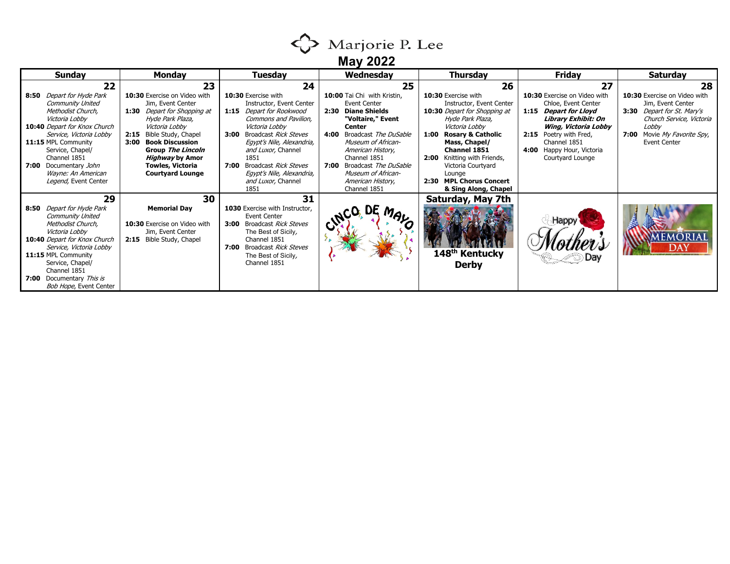# Marjorie P. Lee

## May 2022

| Sunday | Monday | Tuesday | Wednesday | Thursday | Friday | Saturday |
|---|---|---|---|---|---|---|
| **22**<br>**8:50** *Depart for Hyde Park Community United Methodist Church, Victoria Lobby*<br>**10:40** *Depart for Knox Church Service, Victoria Lobby*<br>**11:15** MPL Community Service, Chapel/ Channel 1851<br>**7:00** Documentary *John Wayne: An American Legend,* Event Center | **23**<br>**10:30** Exercise on Video with Jim, Event Center<br>**1:30** *Depart for Shopping at Hyde Park Plaza, Victoria Lobby*<br>**2:15** Bible Study, Chapel<br>**3:00** **Book Discussion Group *The Lincoln Highway* by Amor Towles, Victoria Courtyard Lounge** | **24**<br>**10:30** Exercise with Instructor, Event Center<br>**1:15** *Depart for Rookwood Commons and Pavilion, Victoria Lobby*<br>**3:00** Broadcast *Rick Steves Egypt's Nile, Alexandria, and Luxor,* Channel 1851<br>**7:00** Broadcast *Rick Steves Egypt's Nile, Alexandria, and Luxor,* Channel 1851 | **25**<br>**10:00** Tai Chi with Kristin, Event Center<br>**2:30** **Diane Shields "Voltaire," Event Center**<br>**4:00** Broadcast *The DuSable Museum of African-American History,* Channel 1851<br>**7:00** Broadcast *The DuSable Museum of African-American History,* Channel 1851 | **26**<br>**10:30** Exercise with Instructor, Event Center<br>**10:30** *Depart for Shopping at Hyde Park Plaza, Victoria Lobby*<br>**1:00** **Rosary & Catholic Mass, Chapel/ Channel 1851**<br>**2:00** Knitting with Friends, Victoria Courtyard Lounge<br>**2:30** **MPL Chorus Concert & Sing Along, Chapel** | **27**<br>**10:30** Exercise on Video with Chloe, Event Center<br>**1:15** ***Depart for Lloyd Library Exhibit: On Wing, Victoria Lobby***<br>**2:15** Poetry with Fred, Channel 1851<br>**4:00** Happy Hour, Victoria Courtyard Lounge | **28**<br>**10:30** Exercise on Video with Jim, Event Center<br>**3:30** *Depart for St. Mary's Church Service, Victoria Lobby*<br>**7:00** Movie *My Favorite Spy,* Event Center |
| **29**<br>**8:50** *Depart for Hyde Park Community United Methodist Church, Victoria Lobby*<br>**10:40** *Depart for Knox Church Service, Victoria Lobby*<br>**11:15** MPL Community Service, Chapel/ Channel 1851<br>**7:00** Documentary *This is Bob Hope,* Event Center | **30**<br>**Memorial Day**<br>**10:30** Exercise on Video with Jim, Event Center<br>**2:15** Bible Study, Chapel | **31**<br>**1030** Exercise with Instructor, Event Center<br>**3:00** Broadcast *Rick Steves* The Best of Sicily, Channel 1851<br>**7:00** Broadcast *Rick Steves* The Best of Sicily, Channel 1851 | CINCO DE MAYO | **Saturday, May 7th**<br>**148th Kentucky Derby** | Happy Mother's Day | MEMORIAL DAY |